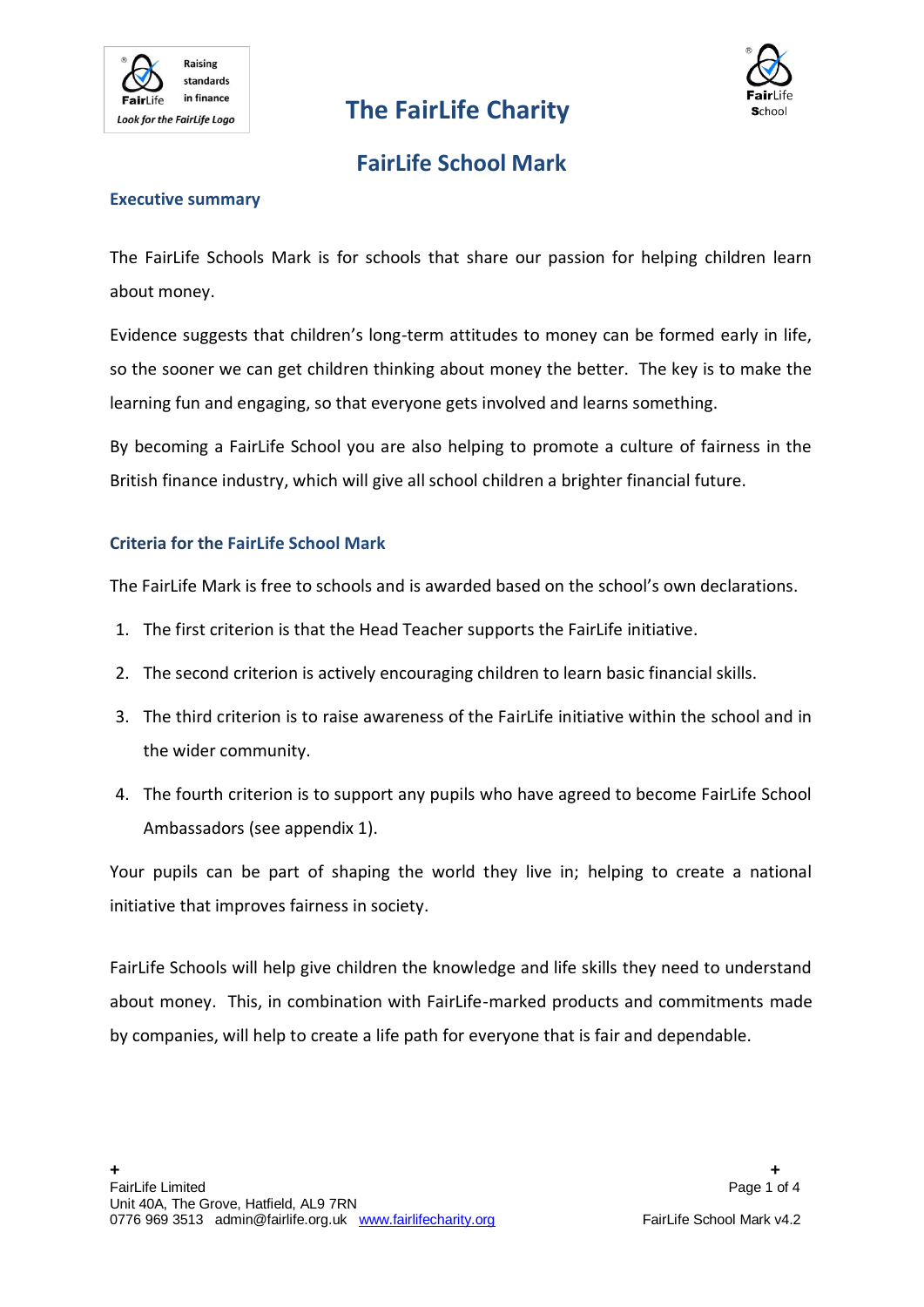# The FairLife Charity

## FairLife School Mark

### Executive summary

The FairLife Schools Mark is for schools that share our passion for helping children learn about money.

Evidence suggests that children's long-term attitudes to money can be formed early in life, so the sooner we can get children thinking about money the better. The key is to make the learning fun and engaging, so that everyone gets involved and learns something.

By becoming a FairLife School you are also helping to promote a culture of fairness in the British finance industry, which will give all school children a brighter financial future.

### Criteria for the FairLife School Mark

The FairLife Mark is free to schools and is awarded based on the school's own declarations.

1. The first criterion is that the Head Teacher supports the FairLife initiative.
2. The second criterion is actively encouraging children to learn basic financial skills.
3. The third criterion is to raise awareness of the FairLife initiative within the school and in the wider community.
4. The fourth criterion is to support any pupils who have agreed to become FairLife School Ambassadors (see appendix 1).

Your pupils can be part of shaping the world they live in; helping to create a national initiative that improves fairness in society.

FairLife Schools will help give children the knowledge and life skills they need to understand about money. This, in combination with FairLife-marked products and commitments made by companies, will help to create a life path for everyone that is fair and dependable.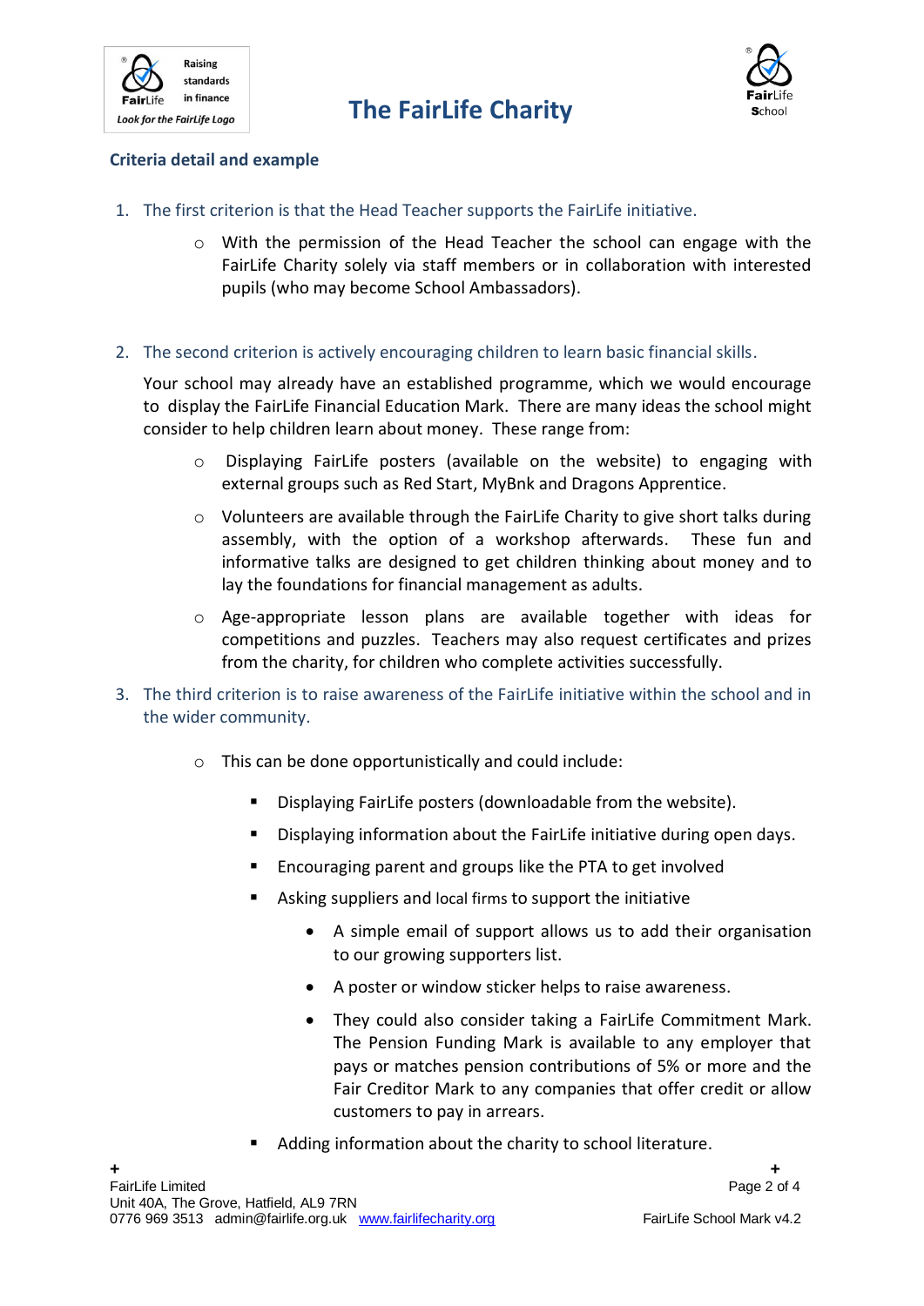## The FairLife Charity

### Criteria detail and example

1. The first criterion is that the Head Teacher supports the FairLife initiative.

    - With the permission of the Head Teacher the school can engage with the FairLife Charity solely via staff members or in collaboration with interested pupils (who may become School Ambassadors).

2. The second criterion is actively encouraging children to learn basic financial skills.

    Your school may already have an established programme, which we would encourage to display the FairLife Financial Education Mark. There are many ideas the school might consider to help children learn about money. These range from:

    - Displaying FairLife posters (available on the website) to engaging with external groups such as Red Start, MyBnk and Dragons Apprentice.
    - Volunteers are available through the FairLife Charity to give short talks during assembly, with the option of a workshop afterwards. These fun and informative talks are designed to get children thinking about money and to lay the foundations for financial management as adults.
    - Age-appropriate lesson plans are available together with ideas for competitions and puzzles. Teachers may also request certificates and prizes from the charity, for children who complete activities successfully.

3. The third criterion is to raise awareness of the FairLife initiative within the school and in the wider community.

    - This can be done opportunistically and could include:
        - Displaying FairLife posters (downloadable from the website).
        - Displaying information about the FairLife initiative during open days.
        - Encouraging parent and groups like the PTA to get involved
        - Asking suppliers and local firms to support the initiative
            - A simple email of support allows us to add their organisation to our growing supporters list.
            - A poster or window sticker helps to raise awareness.
            - They could also consider taking a FairLife Commitment Mark. The Pension Funding Mark is available to any employer that pays or matches pension contributions of 5% or more and the Fair Creditor Mark to any companies that offer credit or allow customers to pay in arrears.
        - Adding information about the charity to school literature.

FairLife Limited
Unit 40A, The Grove, Hatfield, AL9 7RN
0776 969 3513 admin@fairlife.org.uk www.fairlifecharity.org

FairLife School Mark v4.2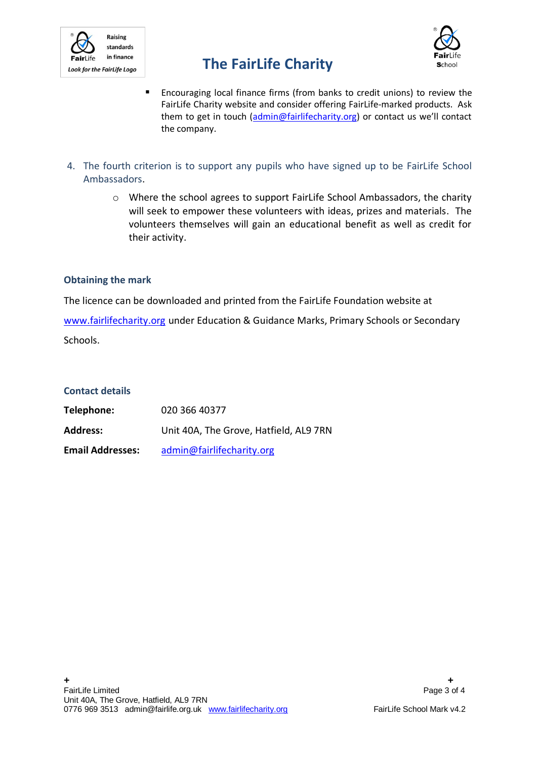- Encouraging local finance firms (from banks to credit unions) to review the FairLife Charity website and consider offering FairLife-marked products. Ask them to get in touch (admin@fairlifecharity.org) or contact us we'll contact the company.

4. The fourth criterion is to support any pupils who have signed up to be FairLife School Ambassadors.
    - Where the school agrees to support FairLife School Ambassadors, the charity will seek to empower these volunteers with ideas, prizes and materials. The volunteers themselves will gain an educational benefit as well as credit for their activity.

### Obtaining the mark

The licence can be downloaded and printed from the FairLife Foundation website at www.fairlifecharity.org under Education & Guidance Marks, Primary Schools or Secondary Schools.

### Contact details

**Telephone:** 020 366 40377

**Address:** Unit 40A, The Grove, Hatfield, AL9 7RN

**Email Addresses:** admin@fairlifecharity.org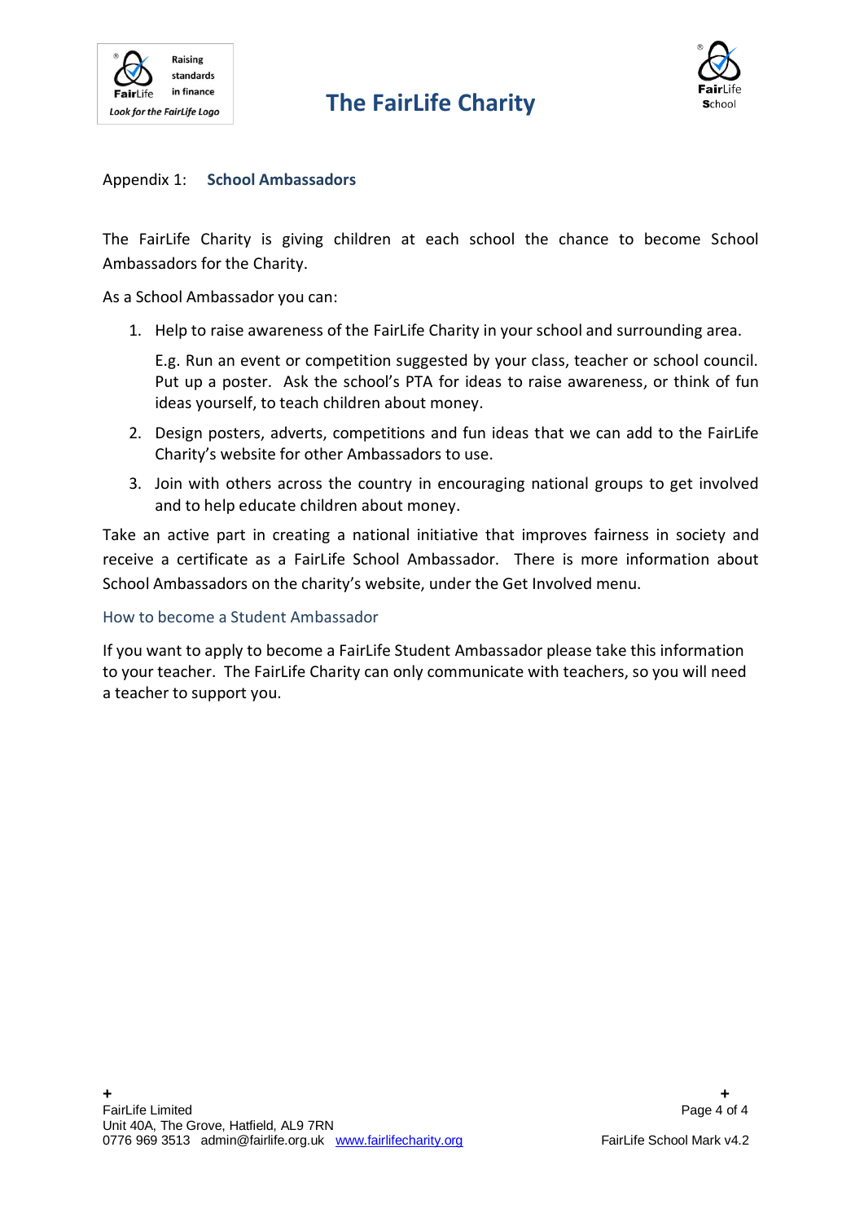# The FairLife Charity

## Appendix 1: School Ambassadors

The FairLife Charity is giving children at each school the chance to become School Ambassadors for the Charity.

As a School Ambassador you can:

1. Help to raise awareness of the FairLife Charity in your school and surrounding area.

   E.g. Run an event or competition suggested by your class, teacher or school council. Put up a poster. Ask the school's PTA for ideas to raise awareness, or think of fun ideas yourself, to teach children about money.

2. Design posters, adverts, competitions and fun ideas that we can add to the FairLife Charity's website for other Ambassadors to use.

3. Join with others across the country in encouraging national groups to get involved and to help educate children about money.

Take an active part in creating a national initiative that improves fairness in society and receive a certificate as a FairLife School Ambassador. There is more information about School Ambassadors on the charity's website, under the Get Involved menu.

### How to become a Student Ambassador

If you want to apply to become a FairLife Student Ambassador please take this information to your teacher. The FairLife Charity can only communicate with teachers, so you will need a teacher to support you.